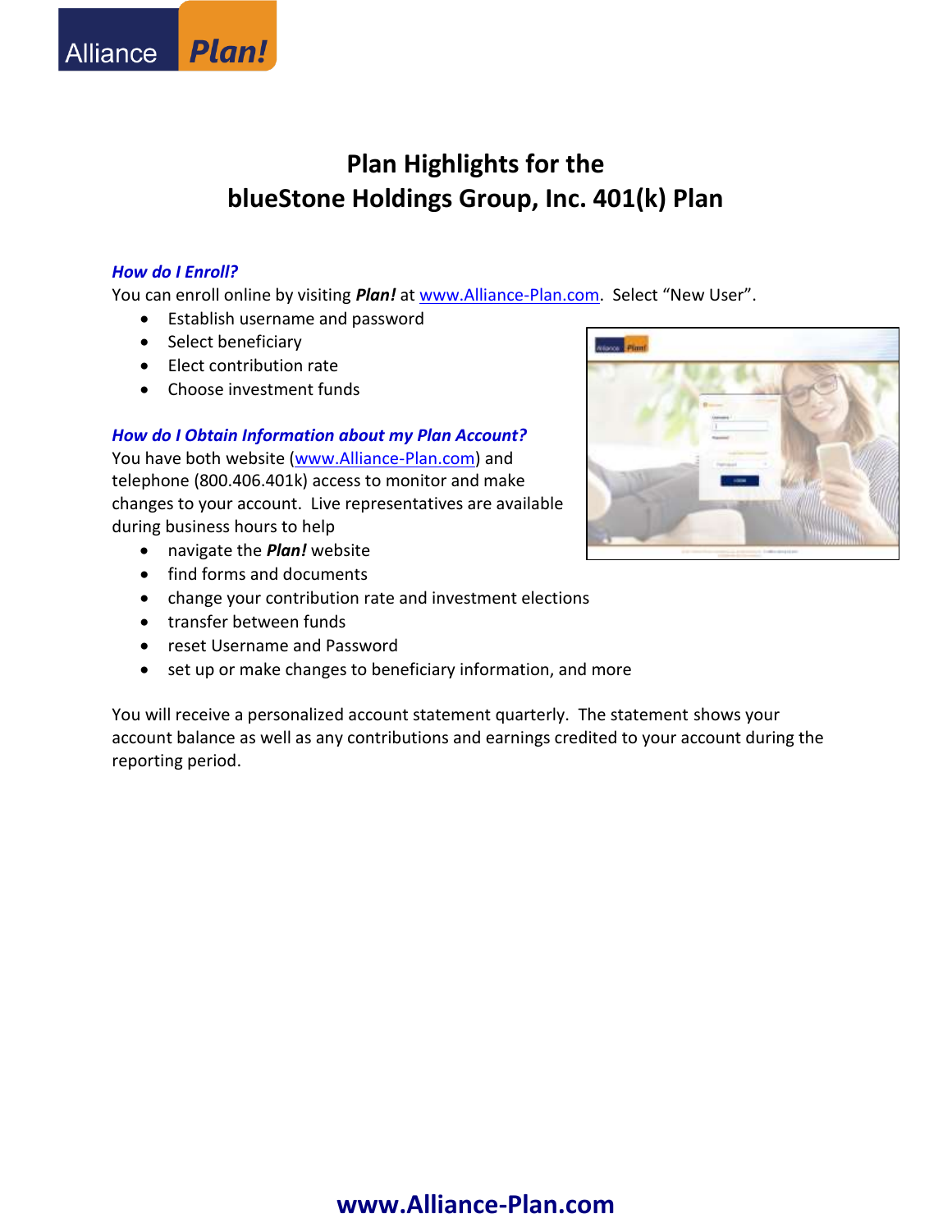Alliance **Plan!**

# Plan Highlights for the blueStone Holdings Group, Inc. 401(k) Plan

### *How do I Enroll?*

You can enroll online by visiting ***Plan!*** at www.Alliance-Plan.com. Select "New User".

- Establish username and password
- Select beneficiary
- Elect contribution rate
- Choose investment funds

### *How do I Obtain Information about my Plan Account?*

You have both website (www.Alliance-Plan.com) and telephone (800.406.401k) access to monitor and make changes to your account. Live representatives are available during business hours to help

- navigate the ***Plan!*** website
- find forms and documents
- change your contribution rate and investment elections
- transfer between funds
- reset Username and Password
- set up or make changes to beneficiary information, and more

You will receive a personalized account statement quarterly. The statement shows your account balance as well as any contributions and earnings credited to your account during the reporting period.

**www.Alliance-Plan.com**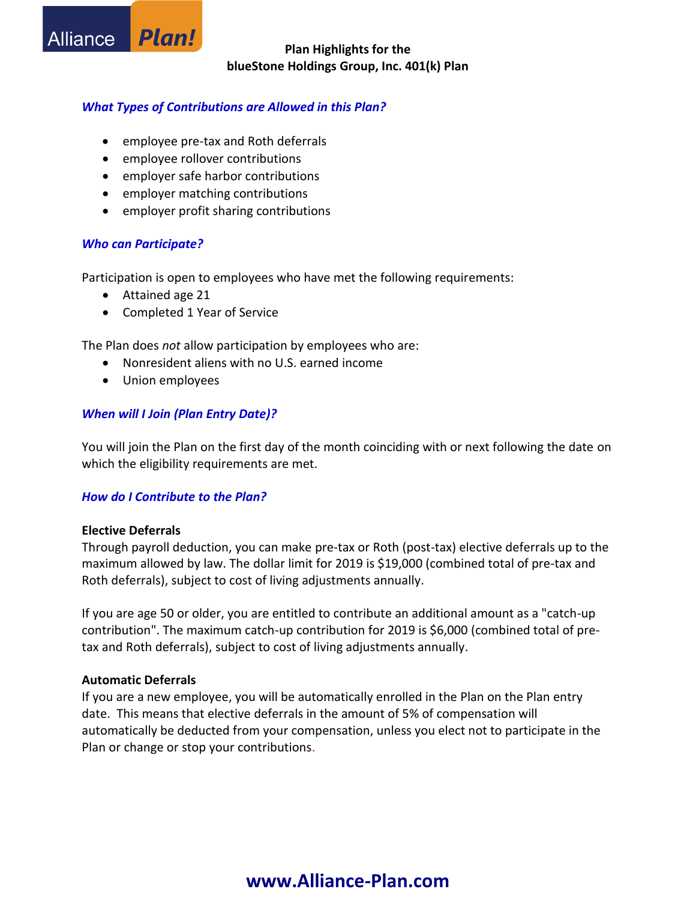**Plan Highlights for the**
**blueStone Holdings Group, Inc. 401(k) Plan**

## *What Types of Contributions are Allowed in this Plan?*

- employee pre-tax and Roth deferrals
- employee rollover contributions
- employer safe harbor contributions
- employer matching contributions
- employer profit sharing contributions

## *Who can Participate?*

Participation is open to employees who have met the following requirements:

- Attained age 21
- Completed 1 Year of Service

The Plan does *not* allow participation by employees who are:

- Nonresident aliens with no U.S. earned income
- Union employees

## *When will I Join (Plan Entry Date)?*

You will join the Plan on the first day of the month coinciding with or next following the date on which the eligibility requirements are met.

## *How do I Contribute to the Plan?*

**Elective Deferrals**

Through payroll deduction, you can make pre-tax or Roth (post-tax) elective deferrals up to the maximum allowed by law. The dollar limit for 2019 is $19,000 (combined total of pre-tax and Roth deferrals), subject to cost of living adjustments annually.

If you are age 50 or older, you are entitled to contribute an additional amount as a "catch-up contribution". The maximum catch-up contribution for 2019 is $6,000 (combined total of pre-tax and Roth deferrals), subject to cost of living adjustments annually.

**Automatic Deferrals**

If you are a new employee, you will be automatically enrolled in the Plan on the Plan entry date. This means that elective deferrals in the amount of 5% of compensation will automatically be deducted from your compensation, unless you elect not to participate in the Plan or change or stop your contributions.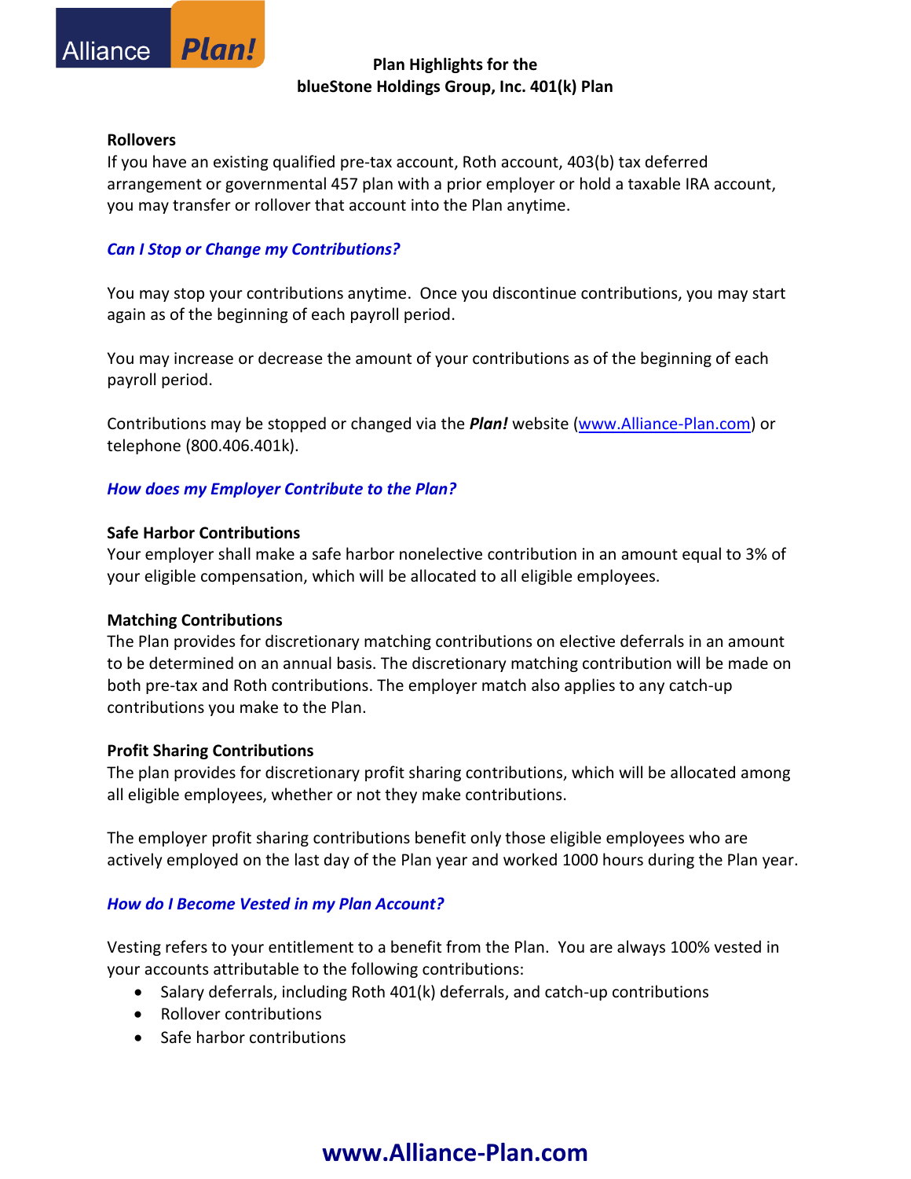**Rollovers**
If you have an existing qualified pre-tax account, Roth account, 403(b) tax deferred arrangement or governmental 457 plan with a prior employer or hold a taxable IRA account, you may transfer or rollover that account into the Plan anytime.

### *Can I Stop or Change my Contributions?*

You may stop your contributions anytime. Once you discontinue contributions, you may start again as of the beginning of each payroll period.

You may increase or decrease the amount of your contributions as of the beginning of each payroll period.

Contributions may be stopped or changed via the ***Plan!*** website (www.Alliance-Plan.com) or telephone (800.406.401k).

### *How does my Employer Contribute to the Plan?*

**Safe Harbor Contributions**
Your employer shall make a safe harbor nonelective contribution in an amount equal to 3% of your eligible compensation, which will be allocated to all eligible employees.

**Matching Contributions**
The Plan provides for discretionary matching contributions on elective deferrals in an amount to be determined on an annual basis. The discretionary matching contribution will be made on both pre-tax and Roth contributions. The employer match also applies to any catch-up contributions you make to the Plan.

**Profit Sharing Contributions**
The plan provides for discretionary profit sharing contributions, which will be allocated among all eligible employees, whether or not they make contributions.

The employer profit sharing contributions benefit only those eligible employees who are actively employed on the last day of the Plan year and worked 1000 hours during the Plan year.

### *How do I Become Vested in my Plan Account?*

Vesting refers to your entitlement to a benefit from the Plan. You are always 100% vested in your accounts attributable to the following contributions:

- Salary deferrals, including Roth 401(k) deferrals, and catch-up contributions
- Rollover contributions
- Safe harbor contributions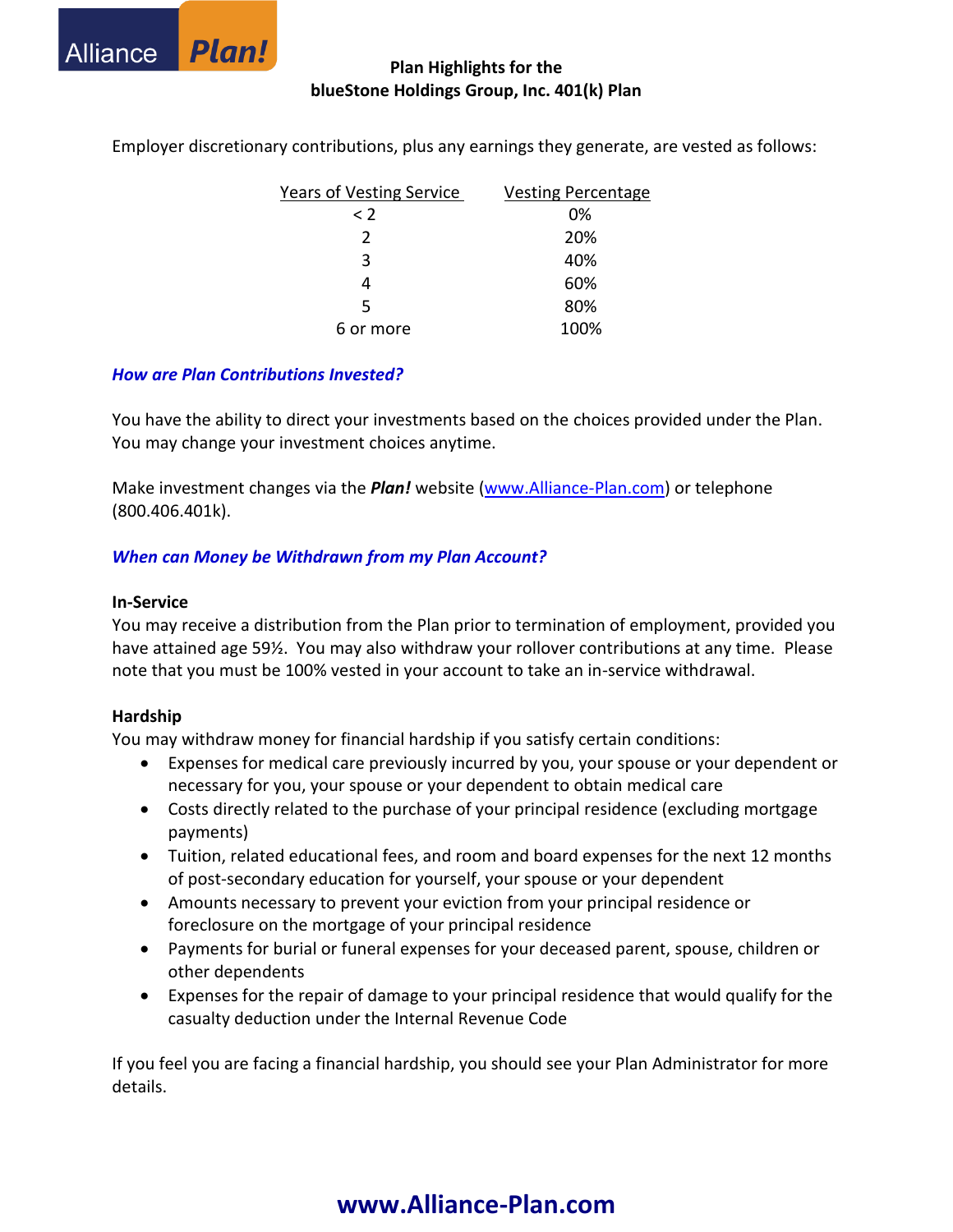**Plan Highlights for the**
**blueStone Holdings Group, Inc. 401(k) Plan**

Employer discretionary contributions, plus any earnings they generate, are vested as follows:

| Years of Vesting Service | Vesting Percentage |
|---|---|
| < 2 | 0% |
| 2 | 20% |
| 3 | 40% |
| 4 | 60% |
| 5 | 80% |
| 6 or more | 100% |

### *How are Plan Contributions Invested?*

You have the ability to direct your investments based on the choices provided under the Plan. You may change your investment choices anytime.

Make investment changes via the ***Plan!*** website (www.Alliance-Plan.com) or telephone (800.406.401k).

### *When can Money be Withdrawn from my Plan Account?*

**In-Service**
You may receive a distribution from the Plan prior to termination of employment, provided you have attained age 59½. You may also withdraw your rollover contributions at any time. Please note that you must be 100% vested in your account to take an in-service withdrawal.

**Hardship**
You may withdraw money for financial hardship if you satisfy certain conditions:

- Expenses for medical care previously incurred by you, your spouse or your dependent or necessary for you, your spouse or your dependent to obtain medical care
- Costs directly related to the purchase of your principal residence (excluding mortgage payments)
- Tuition, related educational fees, and room and board expenses for the next 12 months of post-secondary education for yourself, your spouse or your dependent
- Amounts necessary to prevent your eviction from your principal residence or foreclosure on the mortgage of your principal residence
- Payments for burial or funeral expenses for your deceased parent, spouse, children or other dependents
- Expenses for the repair of damage to your principal residence that would qualify for the casualty deduction under the Internal Revenue Code

If you feel you are facing a financial hardship, you should see your Plan Administrator for more details.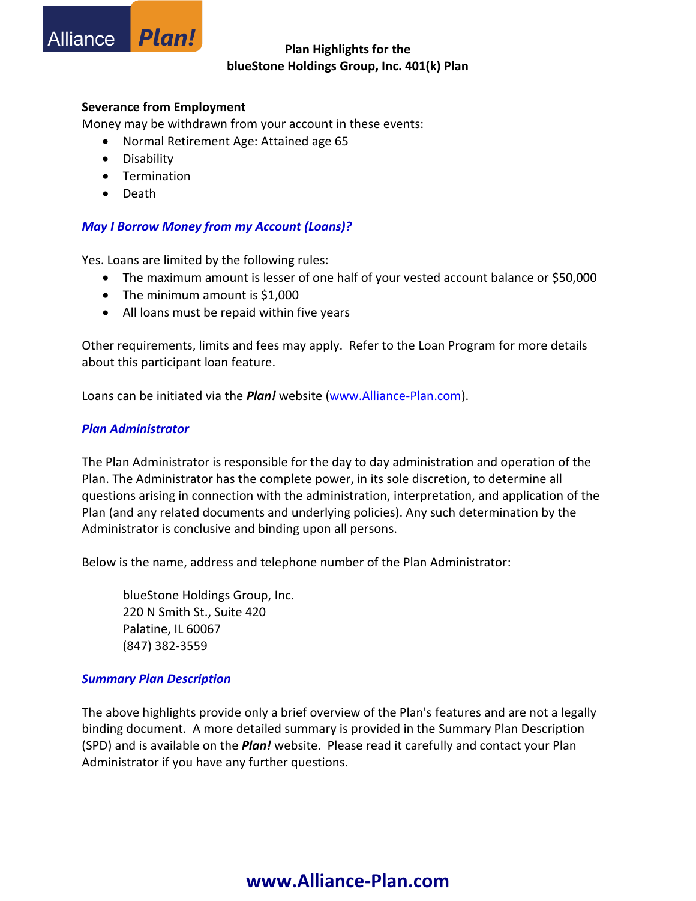**Plan Highlights for the**
**blueStone Holdings Group, Inc. 401(k) Plan**

**Severance from Employment**

Money may be withdrawn from your account in these events:

- Normal Retirement Age: Attained age 65
- Disability
- Termination
- Death

### *May I Borrow Money from my Account (Loans)?*

Yes. Loans are limited by the following rules:

- The maximum amount is lesser of one half of your vested account balance or $50,000
- The minimum amount is $1,000
- All loans must be repaid within five years

Other requirements, limits and fees may apply. Refer to the Loan Program for more details about this participant loan feature.

Loans can be initiated via the ***Plan!*** website (www.Alliance-Plan.com).

### *Plan Administrator*

The Plan Administrator is responsible for the day to day administration and operation of the Plan. The Administrator has the complete power, in its sole discretion, to determine all questions arising in connection with the administration, interpretation, and application of the Plan (and any related documents and underlying policies). Any such determination by the Administrator is conclusive and binding upon all persons.

Below is the name, address and telephone number of the Plan Administrator:

> blueStone Holdings Group, Inc.
> 220 N Smith St., Suite 420
> Palatine, IL 60067
> (847) 382-3559

### *Summary Plan Description*

The above highlights provide only a brief overview of the Plan's features and are not a legally binding document. A more detailed summary is provided in the Summary Plan Description (SPD) and is available on the ***Plan!*** website. Please read it carefully and contact your Plan Administrator if you have any further questions.